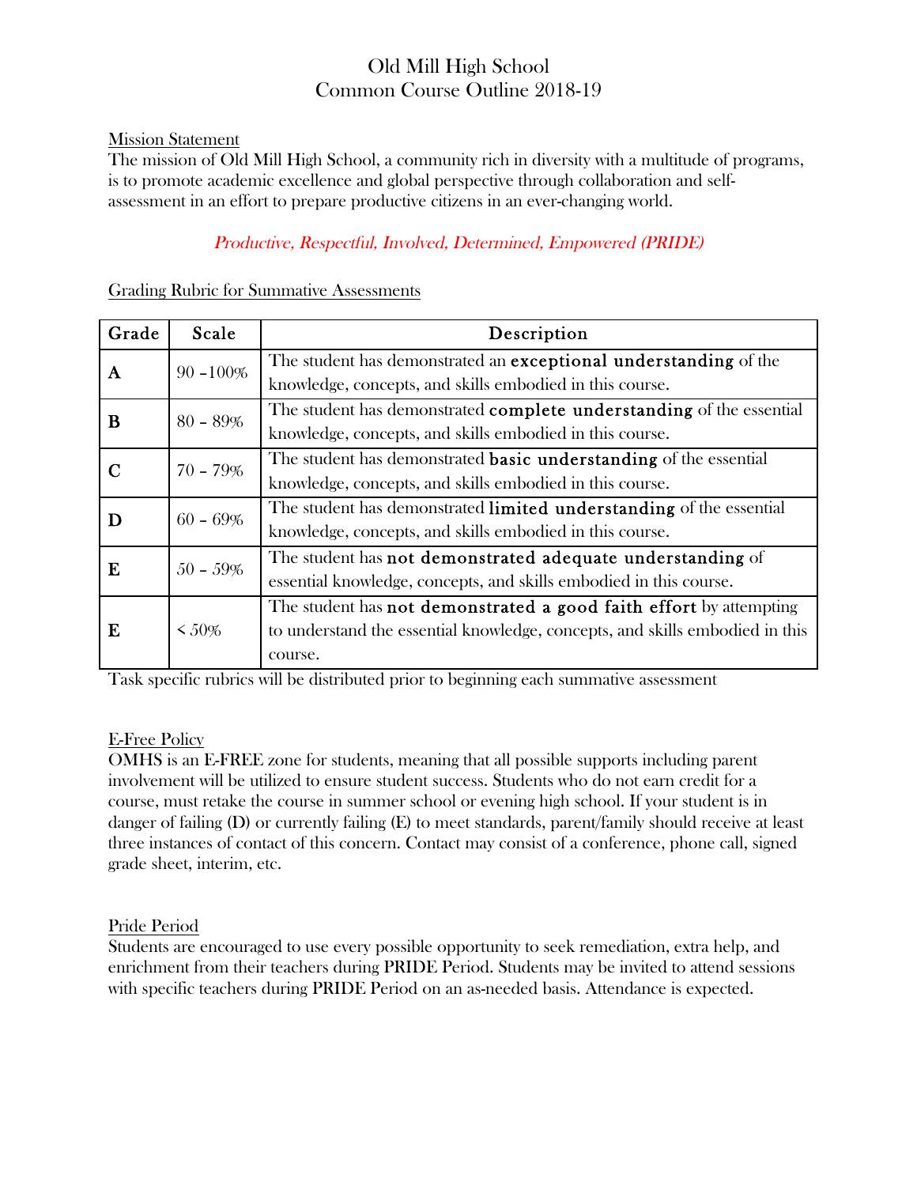# Old Mill High School
# Common Course Outline 2018-19

## Mission Statement

The mission of Old Mill High School, a community rich in diversity with a multitude of programs, is to promote academic excellence and global perspective through collaboration and self-assessment in an effort to prepare productive citizens in an ever-changing world.

*Productive, Respectful, Involved, Determined, Empowered (PRIDE)*

## Grading Rubric for Summative Assessments

| Grade | Scale | Description |
|---|---|---|
| **A** | 90 –100% | The student has demonstrated an **exceptional understanding** of the knowledge, concepts, and skills embodied in this course. |
| **B** | 80 – 89% | The student has demonstrated **complete understanding** of the essential knowledge, concepts, and skills embodied in this course. |
| **C** | 70 – 79% | The student has demonstrated **basic understanding** of the essential knowledge, concepts, and skills embodied in this course. |
| **D** | 60 – 69% | The student has demonstrated **limited understanding** of the essential knowledge, concepts, and skills embodied in this course. |
| **E** | 50 – 59% | The student has **not demonstrated adequate understanding** of essential knowledge, concepts, and skills embodied in this course. |
| **E** | < 50% | The student has **not demonstrated a good faith effort** by attempting to understand the essential knowledge, concepts, and skills embodied in this course. |

Task specific rubrics will be distributed prior to beginning each summative assessment

## E-Free Policy

OMHS is an E-FREE zone for students, meaning that all possible supports including parent involvement will be utilized to ensure student success. Students who do not earn credit for a course, must retake the course in summer school or evening high school. If your student is in danger of failing (D) or currently failing (E) to meet standards, parent/family should receive at least three instances of contact of this concern. Contact may consist of a conference, phone call, signed grade sheet, interim, etc.

## Pride Period

Students are encouraged to use every possible opportunity to seek remediation, extra help, and enrichment from their teachers during PRIDE Period. Students may be invited to attend sessions with specific teachers during PRIDE Period on an as-needed basis. Attendance is expected.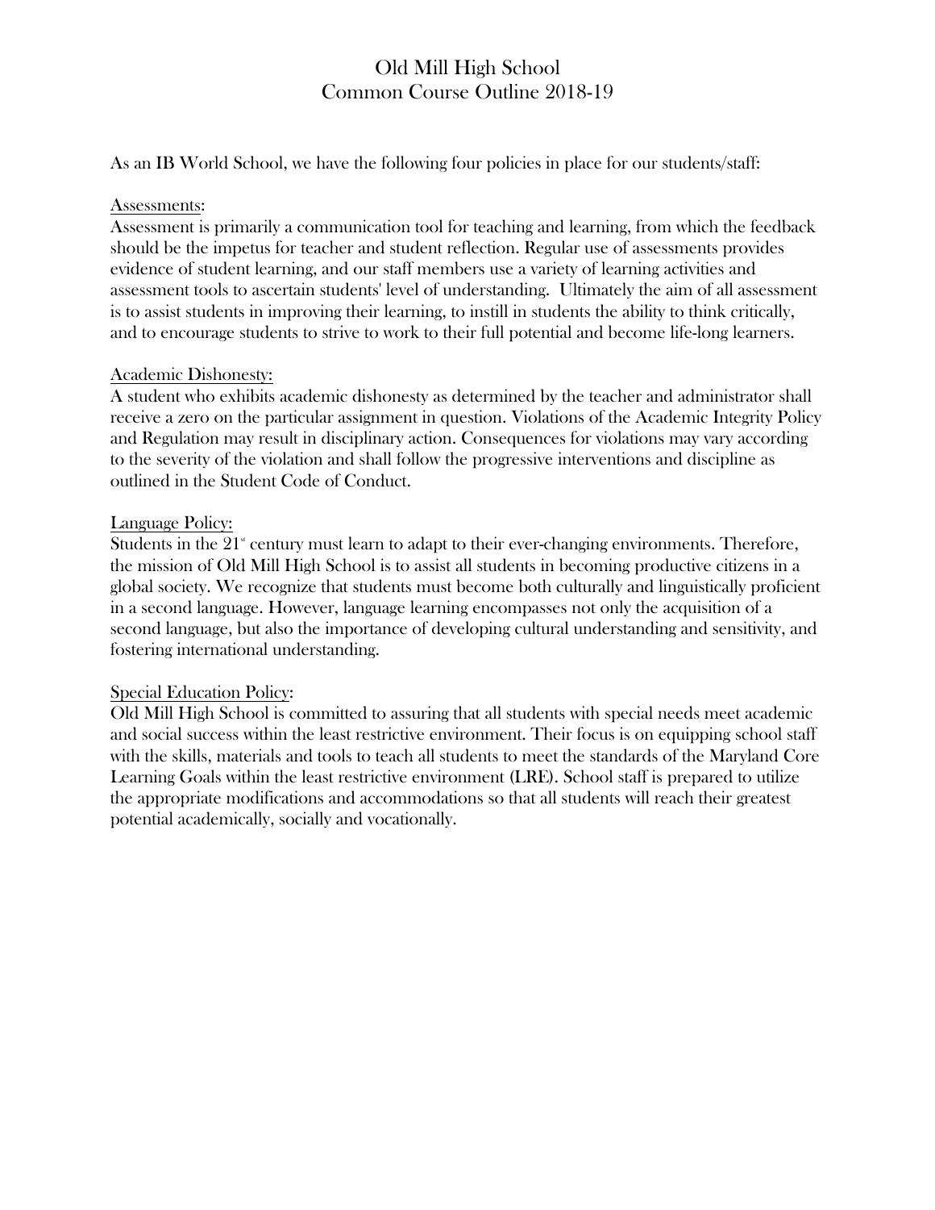# Old Mill High School
## Common Course Outline 2018-19

As an IB World School, we have the following four policies in place for our students/staff:

Assessments:
Assessment is primarily a communication tool for teaching and learning, from which the feedback should be the impetus for teacher and student reflection. Regular use of assessments provides evidence of student learning, and our staff members use a variety of learning activities and assessment tools to ascertain students' level of understanding. Ultimately the aim of all assessment is to assist students in improving their learning, to instill in students the ability to think critically, and to encourage students to strive to work to their full potential and become life-long learners.

Academic Dishonesty:
A student who exhibits academic dishonesty as determined by the teacher and administrator shall receive a zero on the particular assignment in question. Violations of the Academic Integrity Policy and Regulation may result in disciplinary action. Consequences for violations may vary according to the severity of the violation and shall follow the progressive interventions and discipline as outlined in the Student Code of Conduct.

Language Policy:
Students in the 21st century must learn to adapt to their ever-changing environments. Therefore, the mission of Old Mill High School is to assist all students in becoming productive citizens in a global society. We recognize that students must become both culturally and linguistically proficient in a second language. However, language learning encompasses not only the acquisition of a second language, but also the importance of developing cultural understanding and sensitivity, and fostering international understanding.

Special Education Policy:
Old Mill High School is committed to assuring that all students with special needs meet academic and social success within the least restrictive environment. Their focus is on equipping school staff with the skills, materials and tools to teach all students to meet the standards of the Maryland Core Learning Goals within the least restrictive environment (LRE). School staff is prepared to utilize the appropriate modifications and accommodations so that all students will reach their greatest potential academically, socially and vocationally.